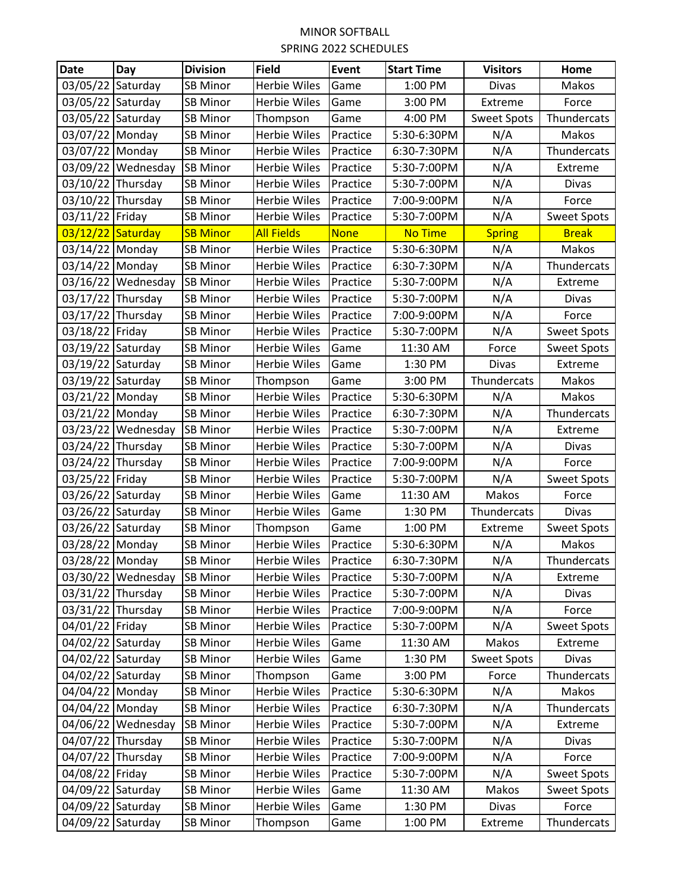# MINOR SOFTBALL
## SPRING 2022 SCHEDULES

| Date | Day | Division | Field | Event | Start Time | Visitors | Home |
|---|---|---|---|---|---|---|---|
| 03/05/22 | Saturday | SB Minor | Herbie Wiles | Game | 1:00 PM | Divas | Makos |
| 03/05/22 | Saturday | SB Minor | Herbie Wiles | Game | 3:00 PM | Extreme | Force |
| 03/05/22 | Saturday | SB Minor | Thompson | Game | 4:00 PM | Sweet Spots | Thundercats |
| 03/07/22 | Monday | SB Minor | Herbie Wiles | Practice | 5:30-6:30PM | N/A | Makos |
| 03/07/22 | Monday | SB Minor | Herbie Wiles | Practice | 6:30-7:30PM | N/A | Thundercats |
| 03/09/22 | Wednesday | SB Minor | Herbie Wiles | Practice | 5:30-7:00PM | N/A | Extreme |
| 03/10/22 | Thursday | SB Minor | Herbie Wiles | Practice | 5:30-7:00PM | N/A | Divas |
| 03/10/22 | Thursday | SB Minor | Herbie Wiles | Practice | 7:00-9:00PM | N/A | Force |
| 03/11/22 | Friday | SB Minor | Herbie Wiles | Practice | 5:30-7:00PM | N/A | Sweet Spots |
| 03/12/22 | Saturday | SB Minor | All Fields | None | No Time | Spring | Break |
| 03/14/22 | Monday | SB Minor | Herbie Wiles | Practice | 5:30-6:30PM | N/A | Makos |
| 03/14/22 | Monday | SB Minor | Herbie Wiles | Practice | 6:30-7:30PM | N/A | Thundercats |
| 03/16/22 | Wednesday | SB Minor | Herbie Wiles | Practice | 5:30-7:00PM | N/A | Extreme |
| 03/17/22 | Thursday | SB Minor | Herbie Wiles | Practice | 5:30-7:00PM | N/A | Divas |
| 03/17/22 | Thursday | SB Minor | Herbie Wiles | Practice | 7:00-9:00PM | N/A | Force |
| 03/18/22 | Friday | SB Minor | Herbie Wiles | Practice | 5:30-7:00PM | N/A | Sweet Spots |
| 03/19/22 | Saturday | SB Minor | Herbie Wiles | Game | 11:30 AM | Force | Sweet Spots |
| 03/19/22 | Saturday | SB Minor | Herbie Wiles | Game | 1:30 PM | Divas | Extreme |
| 03/19/22 | Saturday | SB Minor | Thompson | Game | 3:00 PM | Thundercats | Makos |
| 03/21/22 | Monday | SB Minor | Herbie Wiles | Practice | 5:30-6:30PM | N/A | Makos |
| 03/21/22 | Monday | SB Minor | Herbie Wiles | Practice | 6:30-7:30PM | N/A | Thundercats |
| 03/23/22 | Wednesday | SB Minor | Herbie Wiles | Practice | 5:30-7:00PM | N/A | Extreme |
| 03/24/22 | Thursday | SB Minor | Herbie Wiles | Practice | 5:30-7:00PM | N/A | Divas |
| 03/24/22 | Thursday | SB Minor | Herbie Wiles | Practice | 7:00-9:00PM | N/A | Force |
| 03/25/22 | Friday | SB Minor | Herbie Wiles | Practice | 5:30-7:00PM | N/A | Sweet Spots |
| 03/26/22 | Saturday | SB Minor | Herbie Wiles | Game | 11:30 AM | Makos | Force |
| 03/26/22 | Saturday | SB Minor | Herbie Wiles | Game | 1:30 PM | Thundercats | Divas |
| 03/26/22 | Saturday | SB Minor | Thompson | Game | 1:00 PM | Extreme | Sweet Spots |
| 03/28/22 | Monday | SB Minor | Herbie Wiles | Practice | 5:30-6:30PM | N/A | Makos |
| 03/28/22 | Monday | SB Minor | Herbie Wiles | Practice | 6:30-7:30PM | N/A | Thundercats |
| 03/30/22 | Wednesday | SB Minor | Herbie Wiles | Practice | 5:30-7:00PM | N/A | Extreme |
| 03/31/22 | Thursday | SB Minor | Herbie Wiles | Practice | 5:30-7:00PM | N/A | Divas |
| 03/31/22 | Thursday | SB Minor | Herbie Wiles | Practice | 7:00-9:00PM | N/A | Force |
| 04/01/22 | Friday | SB Minor | Herbie Wiles | Practice | 5:30-7:00PM | N/A | Sweet Spots |
| 04/02/22 | Saturday | SB Minor | Herbie Wiles | Game | 11:30 AM | Makos | Extreme |
| 04/02/22 | Saturday | SB Minor | Herbie Wiles | Game | 1:30 PM | Sweet Spots | Divas |
| 04/02/22 | Saturday | SB Minor | Thompson | Game | 3:00 PM | Force | Thundercats |
| 04/04/22 | Monday | SB Minor | Herbie Wiles | Practice | 5:30-6:30PM | N/A | Makos |
| 04/04/22 | Monday | SB Minor | Herbie Wiles | Practice | 6:30-7:30PM | N/A | Thundercats |
| 04/06/22 | Wednesday | SB Minor | Herbie Wiles | Practice | 5:30-7:00PM | N/A | Extreme |
| 04/07/22 | Thursday | SB Minor | Herbie Wiles | Practice | 5:30-7:00PM | N/A | Divas |
| 04/07/22 | Thursday | SB Minor | Herbie Wiles | Practice | 7:00-9:00PM | N/A | Force |
| 04/08/22 | Friday | SB Minor | Herbie Wiles | Practice | 5:30-7:00PM | N/A | Sweet Spots |
| 04/09/22 | Saturday | SB Minor | Herbie Wiles | Game | 11:30 AM | Makos | Sweet Spots |
| 04/09/22 | Saturday | SB Minor | Herbie Wiles | Game | 1:30 PM | Divas | Force |
| 04/09/22 | Saturday | SB Minor | Thompson | Game | 1:00 PM | Extreme | Thundercats |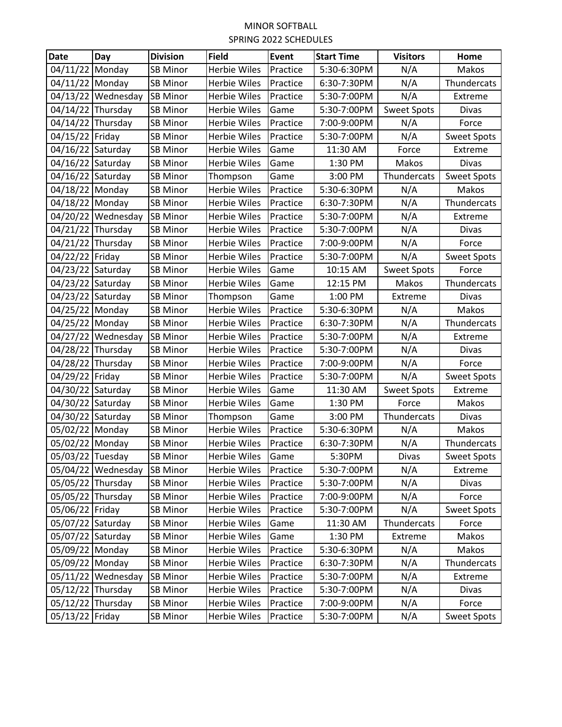MINOR SOFTBALL

SPRING 2022 SCHEDULES

| Date | Day | Division | Field | Event | Start Time | Visitors | Home |
|---|---|---|---|---|---|---|---|
| 04/11/22 | Monday | SB Minor | Herbie Wiles | Practice | 5:30-6:30PM | N/A | Makos |
| 04/11/22 | Monday | SB Minor | Herbie Wiles | Practice | 6:30-7:30PM | N/A | Thundercats |
| 04/13/22 | Wednesday | SB Minor | Herbie Wiles | Practice | 5:30-7:00PM | N/A | Extreme |
| 04/14/22 | Thursday | SB Minor | Herbie Wiles | Game | 5:30-7:00PM | Sweet Spots | Divas |
| 04/14/22 | Thursday | SB Minor | Herbie Wiles | Practice | 7:00-9:00PM | N/A | Force |
| 04/15/22 | Friday | SB Minor | Herbie Wiles | Practice | 5:30-7:00PM | N/A | Sweet Spots |
| 04/16/22 | Saturday | SB Minor | Herbie Wiles | Game | 11:30 AM | Force | Extreme |
| 04/16/22 | Saturday | SB Minor | Herbie Wiles | Game | 1:30 PM | Makos | Divas |
| 04/16/22 | Saturday | SB Minor | Thompson | Game | 3:00 PM | Thundercats | Sweet Spots |
| 04/18/22 | Monday | SB Minor | Herbie Wiles | Practice | 5:30-6:30PM | N/A | Makos |
| 04/18/22 | Monday | SB Minor | Herbie Wiles | Practice | 6:30-7:30PM | N/A | Thundercats |
| 04/20/22 | Wednesday | SB Minor | Herbie Wiles | Practice | 5:30-7:00PM | N/A | Extreme |
| 04/21/22 | Thursday | SB Minor | Herbie Wiles | Practice | 5:30-7:00PM | N/A | Divas |
| 04/21/22 | Thursday | SB Minor | Herbie Wiles | Practice | 7:00-9:00PM | N/A | Force |
| 04/22/22 | Friday | SB Minor | Herbie Wiles | Practice | 5:30-7:00PM | N/A | Sweet Spots |
| 04/23/22 | Saturday | SB Minor | Herbie Wiles | Game | 10:15 AM | Sweet Spots | Force |
| 04/23/22 | Saturday | SB Minor | Herbie Wiles | Game | 12:15 PM | Makos | Thundercats |
| 04/23/22 | Saturday | SB Minor | Thompson | Game | 1:00 PM | Extreme | Divas |
| 04/25/22 | Monday | SB Minor | Herbie Wiles | Practice | 5:30-6:30PM | N/A | Makos |
| 04/25/22 | Monday | SB Minor | Herbie Wiles | Practice | 6:30-7:30PM | N/A | Thundercats |
| 04/27/22 | Wednesday | SB Minor | Herbie Wiles | Practice | 5:30-7:00PM | N/A | Extreme |
| 04/28/22 | Thursday | SB Minor | Herbie Wiles | Practice | 5:30-7:00PM | N/A | Divas |
| 04/28/22 | Thursday | SB Minor | Herbie Wiles | Practice | 7:00-9:00PM | N/A | Force |
| 04/29/22 | Friday | SB Minor | Herbie Wiles | Practice | 5:30-7:00PM | N/A | Sweet Spots |
| 04/30/22 | Saturday | SB Minor | Herbie Wiles | Game | 11:30 AM | Sweet Spots | Extreme |
| 04/30/22 | Saturday | SB Minor | Herbie Wiles | Game | 1:30 PM | Force | Makos |
| 04/30/22 | Saturday | SB Minor | Thompson | Game | 3:00 PM | Thundercats | Divas |
| 05/02/22 | Monday | SB Minor | Herbie Wiles | Practice | 5:30-6:30PM | N/A | Makos |
| 05/02/22 | Monday | SB Minor | Herbie Wiles | Practice | 6:30-7:30PM | N/A | Thundercats |
| 05/03/22 | Tuesday | SB Minor | Herbie Wiles | Game | 5:30PM | Divas | Sweet Spots |
| 05/04/22 | Wednesday | SB Minor | Herbie Wiles | Practice | 5:30-7:00PM | N/A | Extreme |
| 05/05/22 | Thursday | SB Minor | Herbie Wiles | Practice | 5:30-7:00PM | N/A | Divas |
| 05/05/22 | Thursday | SB Minor | Herbie Wiles | Practice | 7:00-9:00PM | N/A | Force |
| 05/06/22 | Friday | SB Minor | Herbie Wiles | Practice | 5:30-7:00PM | N/A | Sweet Spots |
| 05/07/22 | Saturday | SB Minor | Herbie Wiles | Game | 11:30 AM | Thundercats | Force |
| 05/07/22 | Saturday | SB Minor | Herbie Wiles | Game | 1:30 PM | Extreme | Makos |
| 05/09/22 | Monday | SB Minor | Herbie Wiles | Practice | 5:30-6:30PM | N/A | Makos |
| 05/09/22 | Monday | SB Minor | Herbie Wiles | Practice | 6:30-7:30PM | N/A | Thundercats |
| 05/11/22 | Wednesday | SB Minor | Herbie Wiles | Practice | 5:30-7:00PM | N/A | Extreme |
| 05/12/22 | Thursday | SB Minor | Herbie Wiles | Practice | 5:30-7:00PM | N/A | Divas |
| 05/12/22 | Thursday | SB Minor | Herbie Wiles | Practice | 7:00-9:00PM | N/A | Force |
| 05/13/22 | Friday | SB Minor | Herbie Wiles | Practice | 5:30-7:00PM | N/A | Sweet Spots |